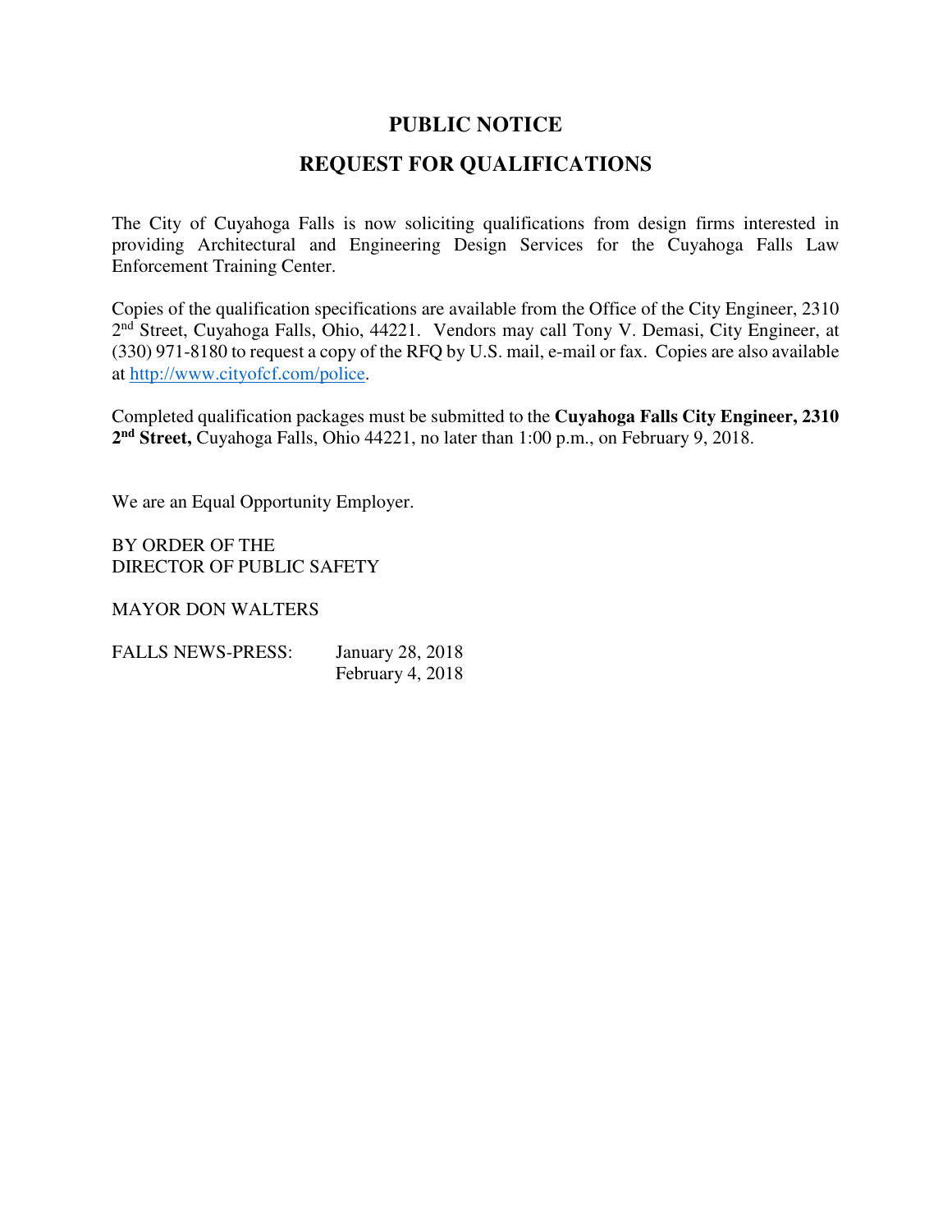# PUBLIC NOTICE

## REQUEST FOR QUALIFICATIONS

The City of Cuyahoga Falls is now soliciting qualifications from design firms interested in providing Architectural and Engineering Design Services for the Cuyahoga Falls Law Enforcement Training Center.

Copies of the qualification specifications are available from the Office of the City Engineer, 2310 2nd Street, Cuyahoga Falls, Ohio, 44221. Vendors may call Tony V. Demasi, City Engineer, at (330) 971-8180 to request a copy of the RFQ by U.S. mail, e-mail or fax. Copies are also available at http://www.cityofcf.com/police.

Completed qualification packages must be submitted to the **Cuyahoga Falls City Engineer, 2310 2nd Street,** Cuyahoga Falls, Ohio 44221, no later than 1:00 p.m., on February 9, 2018.

We are an Equal Opportunity Employer.

BY ORDER OF THE
DIRECTOR OF PUBLIC SAFETY

MAYOR DON WALTERS

FALLS NEWS-PRESS: January 28, 2018
February 4, 2018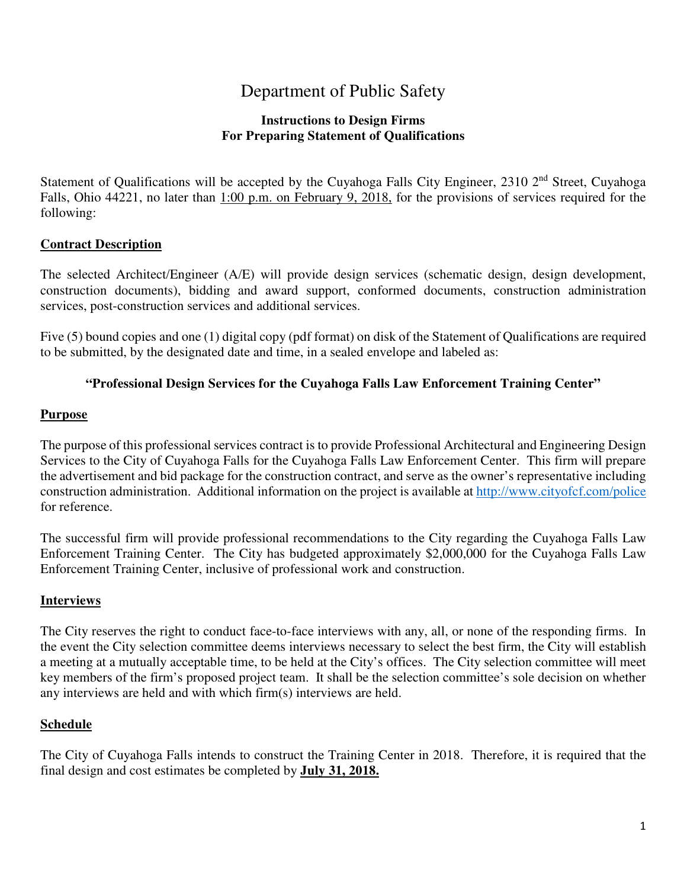# Department of Public Safety

**Instructions to Design Firms**
**For Preparing Statement of Qualifications**

Statement of Qualifications will be accepted by the Cuyahoga Falls City Engineer, 2310 2$^{nd}$ Street, Cuyahoga Falls, Ohio 44221, no later than 1:00 p.m. on February 9, 2018, for the provisions of services required for the following:

## Contract Description

The selected Architect/Engineer (A/E) will provide design services (schematic design, design development, construction documents), bidding and award support, conformed documents, construction administration services, post-construction services and additional services.

Five (5) bound copies and one (1) digital copy (pdf format) on disk of the Statement of Qualifications are required to be submitted, by the designated date and time, in a sealed envelope and labeled as:

**"Professional Design Services for the Cuyahoga Falls Law Enforcement Training Center"**

## Purpose

The purpose of this professional services contract is to provide Professional Architectural and Engineering Design Services to the City of Cuyahoga Falls for the Cuyahoga Falls Law Enforcement Center. This firm will prepare the advertisement and bid package for the construction contract, and serve as the owner's representative including construction administration. Additional information on the project is available at http://www.cityofcf.com/police for reference.

The successful firm will provide professional recommendations to the City regarding the Cuyahoga Falls Law Enforcement Training Center. The City has budgeted approximately $2,000,000 for the Cuyahoga Falls Law Enforcement Training Center, inclusive of professional work and construction.

## Interviews

The City reserves the right to conduct face-to-face interviews with any, all, or none of the responding firms. In the event the City selection committee deems interviews necessary to select the best firm, the City will establish a meeting at a mutually acceptable time, to be held at the City's offices. The City selection committee will meet key members of the firm's proposed project team. It shall be the selection committee's sole decision on whether any interviews are held and with which firm(s) interviews are held.

## Schedule

The City of Cuyahoga Falls intends to construct the Training Center in 2018. Therefore, it is required that the final design and cost estimates be completed by **July 31, 2018.**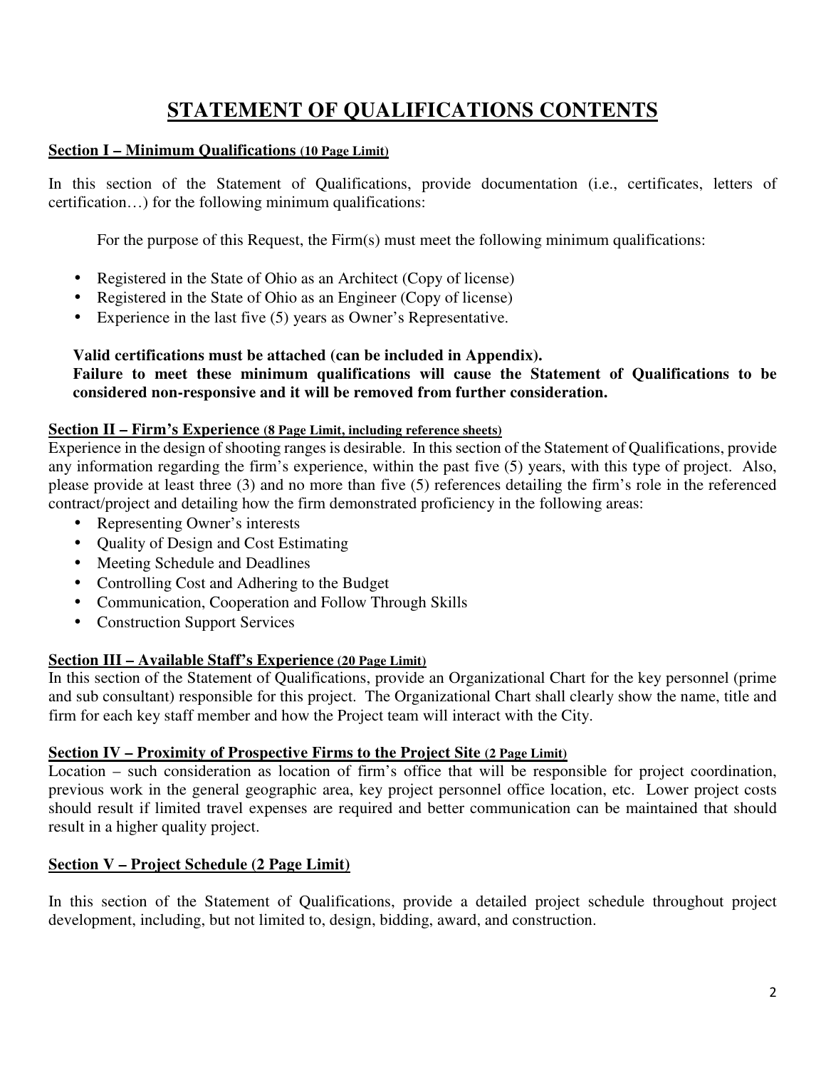# STATEMENT OF QUALIFICATIONS CONTENTS

**Section I – Minimum Qualifications (10 Page Limit)**

In this section of the Statement of Qualifications, provide documentation (i.e., certificates, letters of certification…) for the following minimum qualifications:

For the purpose of this Request, the Firm(s) must meet the following minimum qualifications:

- Registered in the State of Ohio as an Architect (Copy of license)
- Registered in the State of Ohio as an Engineer (Copy of license)
- Experience in the last five (5) years as Owner's Representative.

**Valid certifications must be attached (can be included in Appendix).**
**Failure to meet these minimum qualifications will cause the Statement of Qualifications to be considered non-responsive and it will be removed from further consideration.**

**Section II – Firm's Experience (8 Page Limit, including reference sheets)**

Experience in the design of shooting ranges is desirable. In this section of the Statement of Qualifications, provide any information regarding the firm's experience, within the past five (5) years, with this type of project. Also, please provide at least three (3) and no more than five (5) references detailing the firm's role in the referenced contract/project and detailing how the firm demonstrated proficiency in the following areas:

- Representing Owner's interests
- Quality of Design and Cost Estimating
- Meeting Schedule and Deadlines
- Controlling Cost and Adhering to the Budget
- Communication, Cooperation and Follow Through Skills
- Construction Support Services

**Section III – Available Staff's Experience (20 Page Limit)**

In this section of the Statement of Qualifications, provide an Organizational Chart for the key personnel (prime and sub consultant) responsible for this project. The Organizational Chart shall clearly show the name, title and firm for each key staff member and how the Project team will interact with the City.

**Section IV – Proximity of Prospective Firms to the Project Site (2 Page Limit)**

Location – such consideration as location of firm's office that will be responsible for project coordination, previous work in the general geographic area, key project personnel office location, etc. Lower project costs should result if limited travel expenses are required and better communication can be maintained that should result in a higher quality project.

**Section V – Project Schedule (2 Page Limit)**

In this section of the Statement of Qualifications, provide a detailed project schedule throughout project development, including, but not limited to, design, bidding, award, and construction.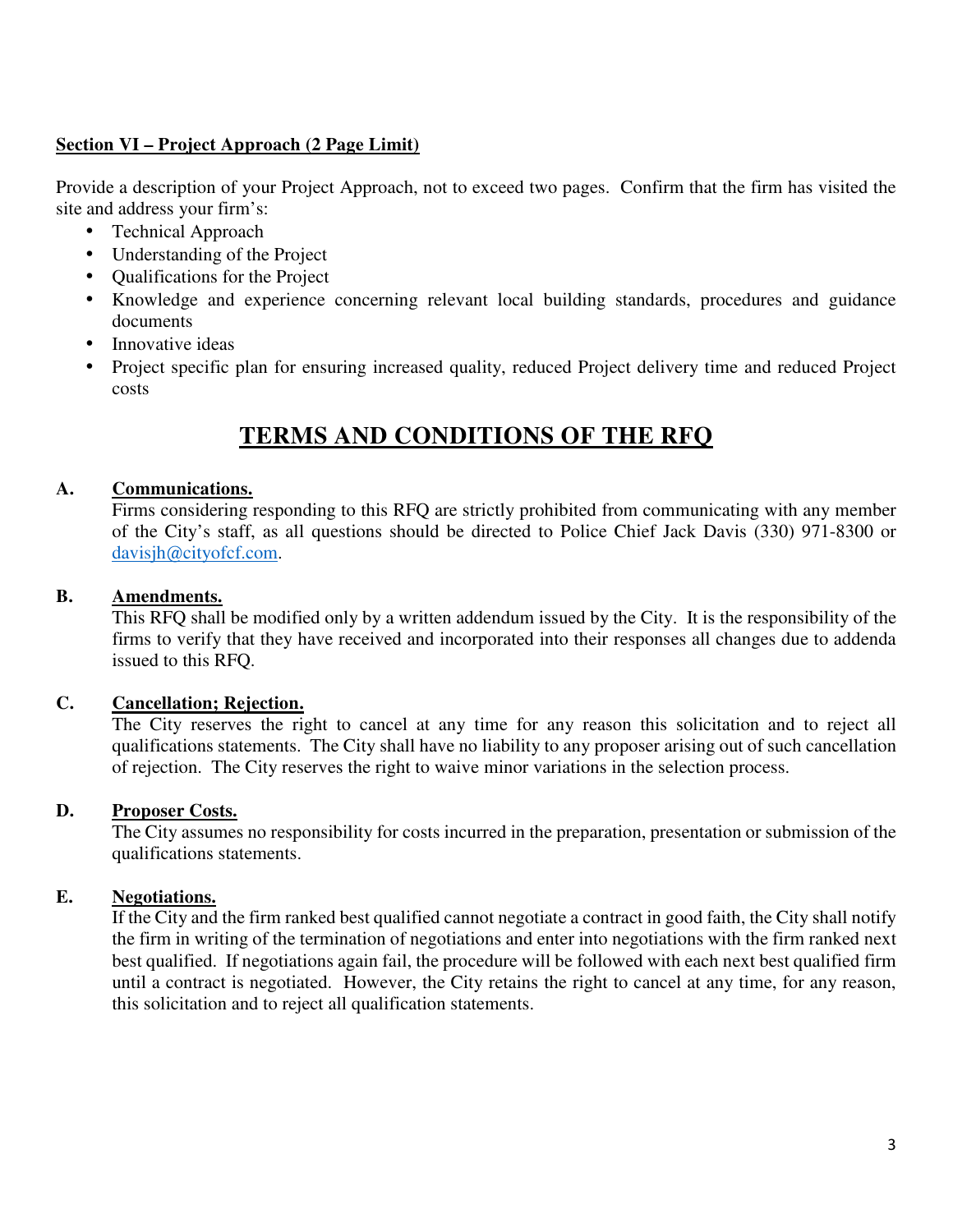**Section VI – Project Approach (2 Page Limit)**

Provide a description of your Project Approach, not to exceed two pages. Confirm that the firm has visited the site and address your firm's:

- Technical Approach
- Understanding of the Project
- Qualifications for the Project
- Knowledge and experience concerning relevant local building standards, procedures and guidance documents
- Innovative ideas
- Project specific plan for ensuring increased quality, reduced Project delivery time and reduced Project costs

# TERMS AND CONDITIONS OF THE RFQ

**A. Communications.**

Firms considering responding to this RFQ are strictly prohibited from communicating with any member of the City's staff, as all questions should be directed to Police Chief Jack Davis (330) 971-8300 or davisjh@cityofcf.com.

**B. Amendments.**

This RFQ shall be modified only by a written addendum issued by the City. It is the responsibility of the firms to verify that they have received and incorporated into their responses all changes due to addenda issued to this RFQ.

**C. Cancellation; Rejection.**

The City reserves the right to cancel at any time for any reason this solicitation and to reject all qualifications statements. The City shall have no liability to any proposer arising out of such cancellation of rejection. The City reserves the right to waive minor variations in the selection process.

**D. Proposer Costs.**

The City assumes no responsibility for costs incurred in the preparation, presentation or submission of the qualifications statements.

**E. Negotiations.**

If the City and the firm ranked best qualified cannot negotiate a contract in good faith, the City shall notify the firm in writing of the termination of negotiations and enter into negotiations with the firm ranked next best qualified. If negotiations again fail, the procedure will be followed with each next best qualified firm until a contract is negotiated. However, the City retains the right to cancel at any time, for any reason, this solicitation and to reject all qualification statements.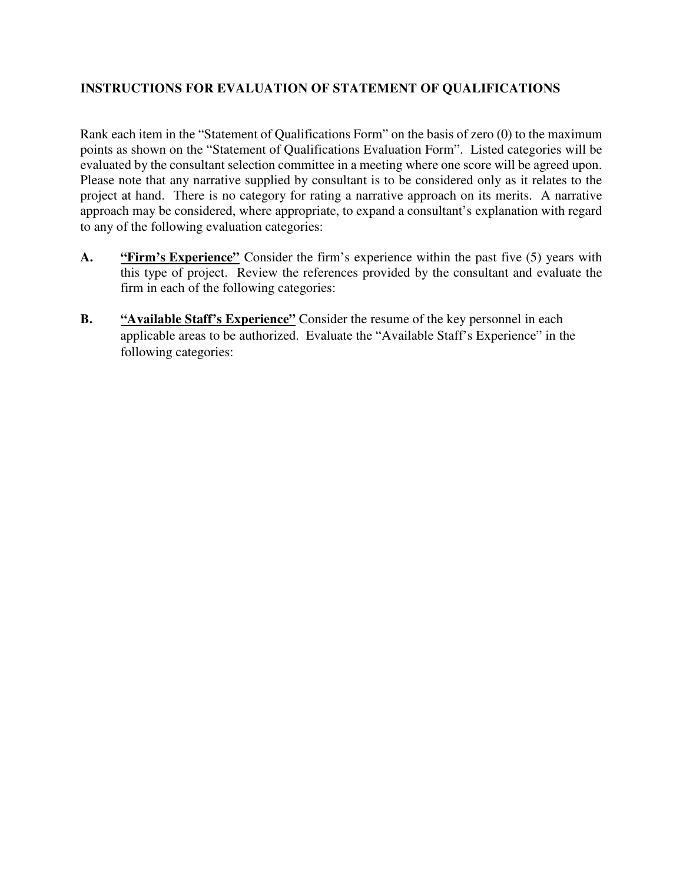## INSTRUCTIONS FOR EVALUATION OF STATEMENT OF QUALIFICATIONS

Rank each item in the "Statement of Qualifications Form" on the basis of zero (0) to the maximum points as shown on the "Statement of Qualifications Evaluation Form". Listed categories will be evaluated by the consultant selection committee in a meeting where one score will be agreed upon. Please note that any narrative supplied by consultant is to be considered only as it relates to the project at hand. There is no category for rating a narrative approach on its merits. A narrative approach may be considered, where appropriate, to expand a consultant's explanation with regard to any of the following evaluation categories:

**A.** **<u>"Firm's Experience"</u>** Consider the firm's experience within the past five (5) years with this type of project. Review the references provided by the consultant and evaluate the firm in each of the following categories:

**B.** **<u>"Available Staff's Experience"</u>** Consider the resume of the key personnel in each applicable areas to be authorized. Evaluate the "Available Staff's Experience" in the following categories: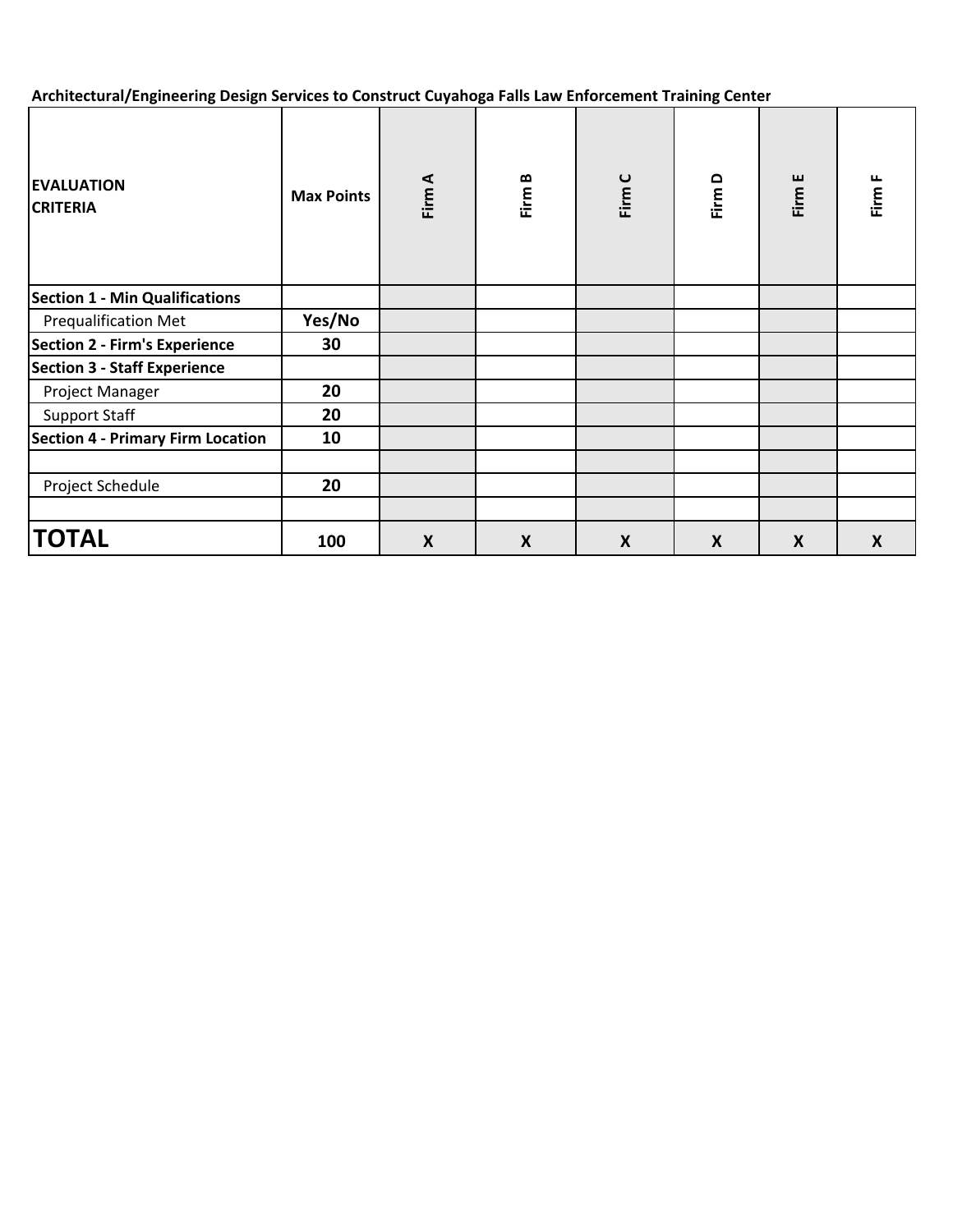**Architectural/Engineering Design Services to Construct Cuyahoga Falls Law Enforcement Training Center**

| EVALUATION CRITERIA | Max Points | Firm A | Firm B | Firm C | Firm D | Firm E | Firm F |
|---|---|---|---|---|---|---|---|
| **Section 1 - Min Qualifications** | | | | | | | |
| Prequalification Met | **Yes/No** | | | | | | |
| **Section 2 - Firm's Experience** | **30** | | | | | | |
| **Section 3 - Staff Experience** | | | | | | | |
| Project Manager | **20** | | | | | | |
| Support Staff | **20** | | | | | | |
| **Section 4 - Primary Firm Location** | **10** | | | | | | |
| | | | | | | | |
| Project Schedule | **20** | | | | | | |
| | | | | | | | |
| **TOTAL** | **100** | **X** | **X** | **X** | **X** | **X** | **X** |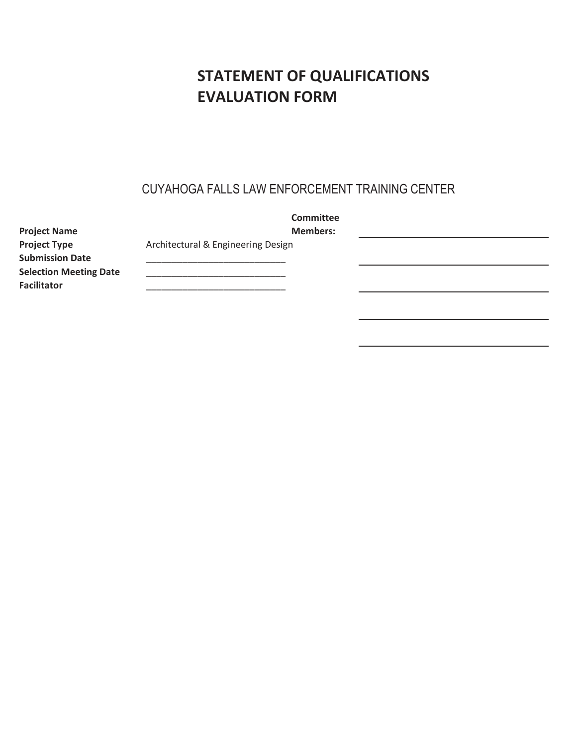# STATEMENT OF QUALIFICATIONS EVALUATION FORM

CUYAHOGA FALLS LAW ENFORCEMENT TRAINING CENTER

| | | | |
|---|---|---|---|
| **Project Name** | | **Committee Members:** | ______________________________ |
| **Project Type** | Architectural & Engineering Design | | |
| **Submission Date** | ___________________________ | | ______________________________ |
| **Selection Meeting Date** | ___________________________ | | |
| **Facilitator** | ___________________________ | | ______________________________ |
| | | | ______________________________ |
| | | | ______________________________ |